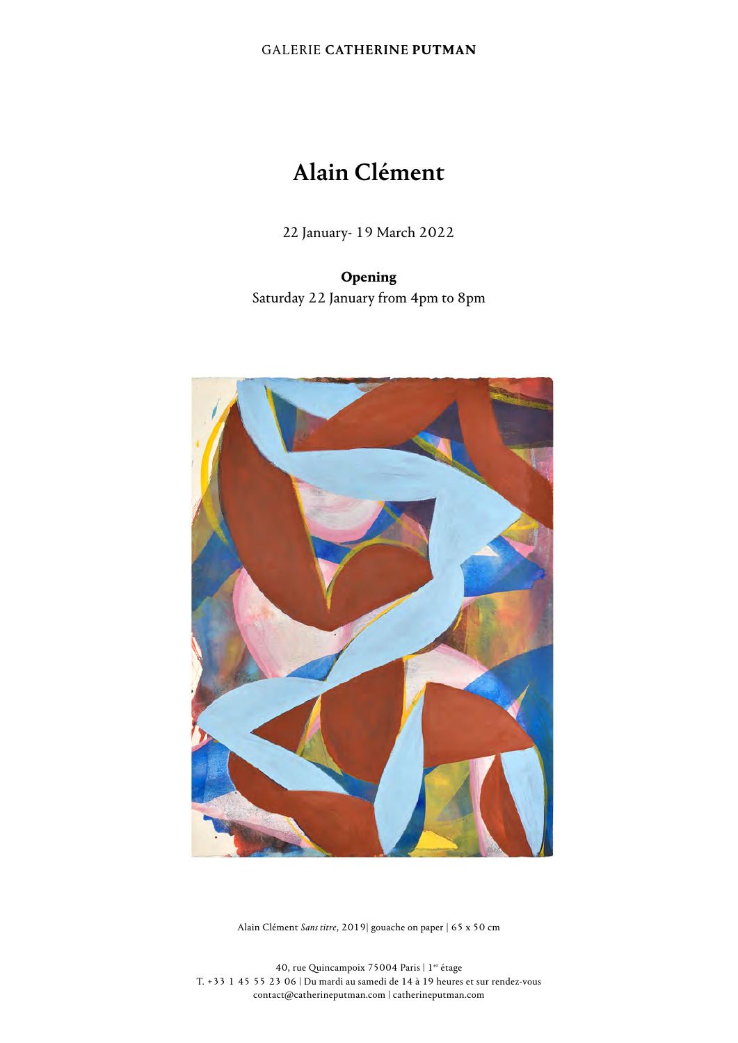GALERIE **CATHERINE PUTMAN**

# Alain Clément

22 January- 19 March 2022

**Opening**
Saturday 22 January from 4pm to 8pm

Alain Clément *Sans titre*, 2019| gouache on paper | 65 x 50 cm

40, rue Quincampoix 75004 Paris | 1er étage
T. +33 1 45 55 23 06 | Du mardi au samedi de 14 à 19 heures et sur rendez-vous
contact@catherineputman.com | catherineputman.com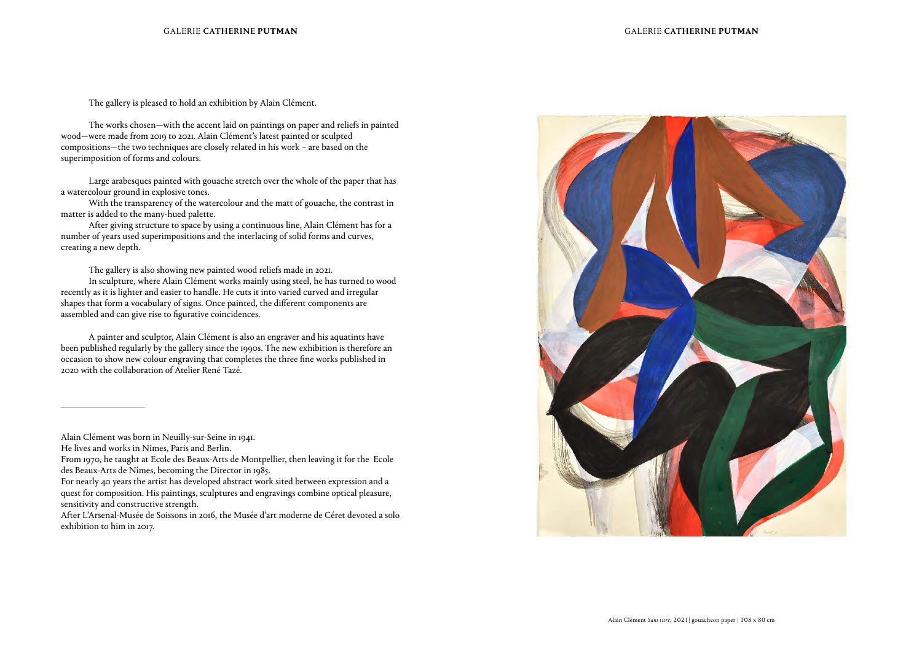The gallery is pleased to hold an exhibition by Alain Clément.

The works chosen—with the accent laid on paintings on paper and reliefs in painted wood—were made from 2019 to 2021. Alain Clément's latest painted or sculpted compositions—the two techniques are closely related in his work – are based on the superimposition of forms and colours.

Large arabesques painted with gouache stretch over the whole of the paper that has a watercolour ground in explosive tones.

With the transparency of the watercolour and the matt of gouache, the contrast in matter is added to the many-hued palette.

After giving structure to space by using a continuous line, Alain Clément has for a number of years used superimpositions and the interlacing of solid forms and curves, creating a new depth.

The gallery is also showing new painted wood reliefs made in 2021.

In sculpture, where Alain Clément works mainly using steel, he has turned to wood recently as it is lighter and easier to handle. He cuts it into varied curved and irregular shapes that form a vocabulary of signs. Once painted, the different components are assembled and can give rise to figurative coincidences.

A painter and sculptor, Alain Clément is also an engraver and his aquatints have been published regularly by the gallery since the 1990s. The new exhibition is therefore an occasion to show new colour engraving that completes the three fine works published in 2020 with the collaboration of Atelier René Tazé.

---

Alain Clément was born in Neuilly-sur-Seine in 1941.
He lives and works in Nîmes, Paris and Berlin.
From 1970, he taught at Ecole des Beaux-Arts de Montpellier, then leaving it for the Ecole des Beaux-Arts de Nîmes, becoming the Director in 1985.
For nearly 40 years the artist has developed abstract work sited between expression and a quest for composition. His paintings, sculptures and engravings combine optical pleasure, sensitivity and constructive strength.
After L'Arsenal-Musée de Soissons in 2016, the Musée d'art moderne de Céret devoted a solo exhibition to him in 2017.

Alain Clément *Sans titre*, 2021| gouacheon paper | 108 x 80 cm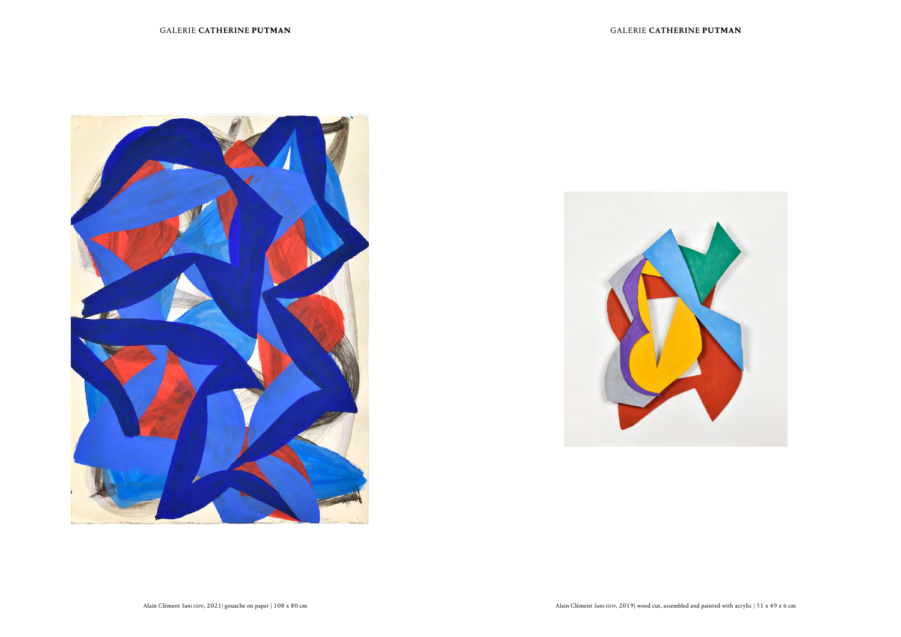Alain Clément *Sans titre*, 2021| gouache on paper | 108 x 80 cm

Alain Clément *Sans titre*, 2019| wood cut, assembled and painted with acrylic | 51 x 49 x 6 cm